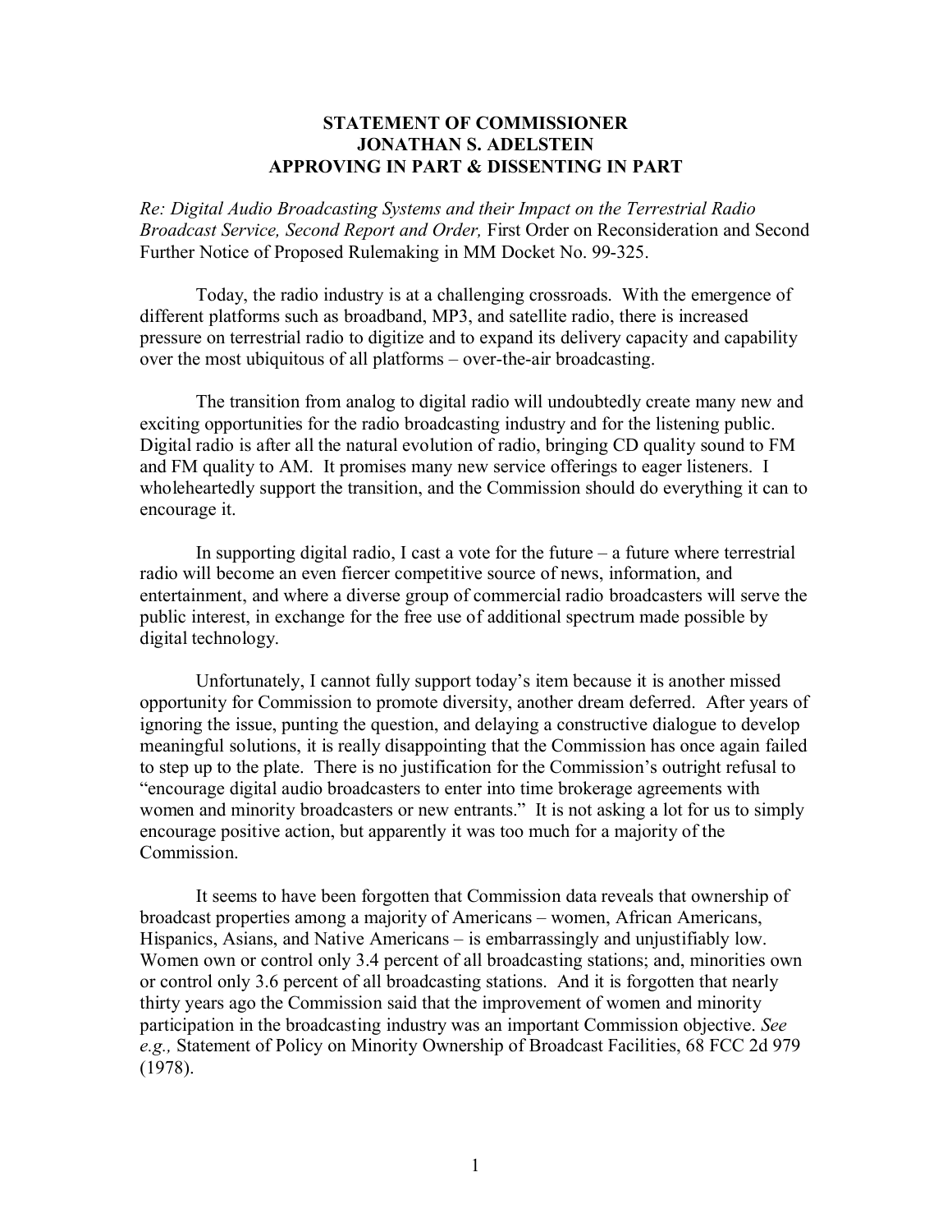**STATEMENT OF COMMISSIONER**
**JONATHAN S. ADELSTEIN**
**APPROVING IN PART & DISSENTING IN PART**

*Re: Digital Audio Broadcasting Systems and their Impact on the Terrestrial Radio Broadcast Service, Second Report and Order,* First Order on Reconsideration and Second Further Notice of Proposed Rulemaking in MM Docket No. 99-325.

Today, the radio industry is at a challenging crossroads. With the emergence of different platforms such as broadband, MP3, and satellite radio, there is increased pressure on terrestrial radio to digitize and to expand its delivery capacity and capability over the most ubiquitous of all platforms – over-the-air broadcasting.

The transition from analog to digital radio will undoubtedly create many new and exciting opportunities for the radio broadcasting industry and for the listening public. Digital radio is after all the natural evolution of radio, bringing CD quality sound to FM and FM quality to AM. It promises many new service offerings to eager listeners. I wholeheartedly support the transition, and the Commission should do everything it can to encourage it.

In supporting digital radio, I cast a vote for the future – a future where terrestrial radio will become an even fiercer competitive source of news, information, and entertainment, and where a diverse group of commercial radio broadcasters will serve the public interest, in exchange for the free use of additional spectrum made possible by digital technology.

Unfortunately, I cannot fully support today's item because it is another missed opportunity for Commission to promote diversity, another dream deferred. After years of ignoring the issue, punting the question, and delaying a constructive dialogue to develop meaningful solutions, it is really disappointing that the Commission has once again failed to step up to the plate. There is no justification for the Commission's outright refusal to "encourage digital audio broadcasters to enter into time brokerage agreements with women and minority broadcasters or new entrants." It is not asking a lot for us to simply encourage positive action, but apparently it was too much for a majority of the Commission.

It seems to have been forgotten that Commission data reveals that ownership of broadcast properties among a majority of Americans – women, African Americans, Hispanics, Asians, and Native Americans – is embarrassingly and unjustifiably low. Women own or control only 3.4 percent of all broadcasting stations; and, minorities own or control only 3.6 percent of all broadcasting stations. And it is forgotten that nearly thirty years ago the Commission said that the improvement of women and minority participation in the broadcasting industry was an important Commission objective. *See e.g.,* Statement of Policy on Minority Ownership of Broadcast Facilities, 68 FCC 2d 979 (1978).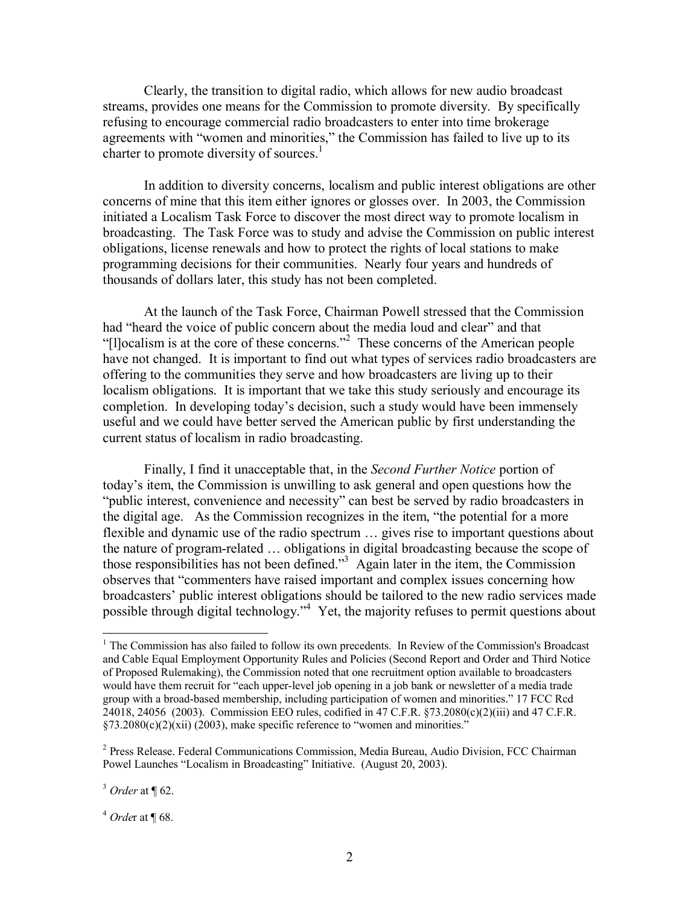Clearly, the transition to digital radio, which allows for new audio broadcast streams, provides one means for the Commission to promote diversity. By specifically refusing to encourage commercial radio broadcasters to enter into time brokerage agreements with "women and minorities," the Commission has failed to live up to its charter to promote diversity of sources.[1]

In addition to diversity concerns, localism and public interest obligations are other concerns of mine that this item either ignores or glosses over. In 2003, the Commission initiated a Localism Task Force to discover the most direct way to promote localism in broadcasting. The Task Force was to study and advise the Commission on public interest obligations, license renewals and how to protect the rights of local stations to make programming decisions for their communities. Nearly four years and hundreds of thousands of dollars later, this study has not been completed.

At the launch of the Task Force, Chairman Powell stressed that the Commission had "heard the voice of public concern about the media loud and clear" and that "[l]ocalism is at the core of these concerns."[2] These concerns of the American people have not changed. It is important to find out what types of services radio broadcasters are offering to the communities they serve and how broadcasters are living up to their localism obligations. It is important that we take this study seriously and encourage its completion. In developing today's decision, such a study would have been immensely useful and we could have better served the American public by first understanding the current status of localism in radio broadcasting.

Finally, I find it unacceptable that, in the *Second Further Notice* portion of today's item, the Commission is unwilling to ask general and open questions how the "public interest, convenience and necessity" can best be served by radio broadcasters in the digital age. As the Commission recognizes in the item, "the potential for a more flexible and dynamic use of the radio spectrum … gives rise to important questions about the nature of program-related … obligations in digital broadcasting because the scope of those responsibilities has not been defined."[3] Again later in the item, the Commission observes that "commenters have raised important and complex issues concerning how broadcasters' public interest obligations should be tailored to the new radio services made possible through digital technology."[4] Yet, the majority refuses to permit questions about

---

[1] The Commission has also failed to follow its own precedents. In Review of the Commission's Broadcast and Cable Equal Employment Opportunity Rules and Policies (Second Report and Order and Third Notice of Proposed Rulemaking), the Commission noted that one recruitment option available to broadcasters would have them recruit for "each upper-level job opening in a job bank or newsletter of a media trade group with a broad-based membership, including participation of women and minorities." 17 FCC Rcd 24018, 24056 (2003). Commission EEO rules, codified in 47 C.F.R. §73.2080(c)(2)(iii) and 47 C.F.R. §73.2080(c)(2)(xii) (2003), make specific reference to "women and minorities."

[2] Press Release. Federal Communications Commission, Media Bureau, Audio Division, FCC Chairman Powel Launches "Localism in Broadcasting" Initiative. (August 20, 2003).

[3] *Order* at ¶ 62.

[4] *Orde*r at ¶ 68.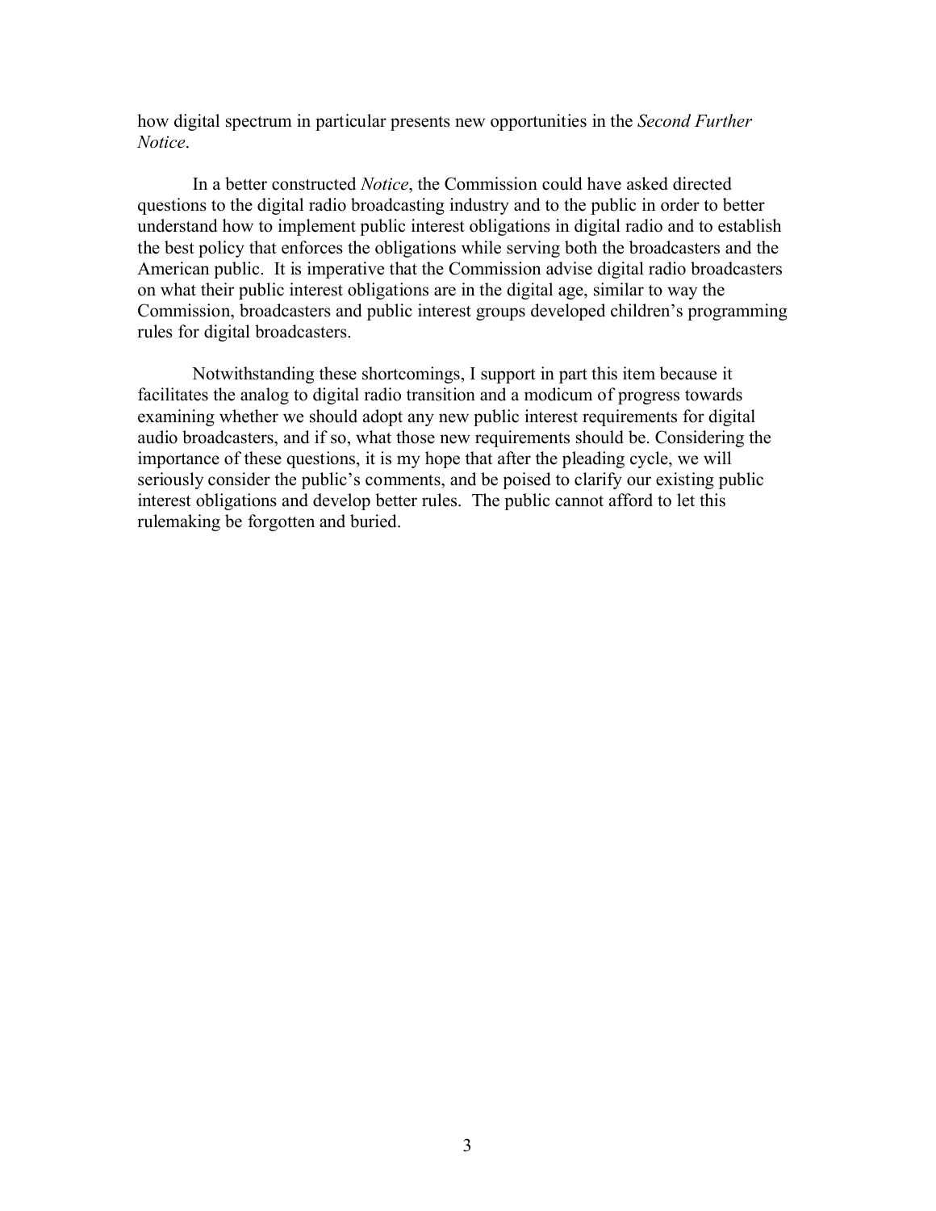how digital spectrum in particular presents new opportunities in the *Second Further Notice*.

In a better constructed *Notice*, the Commission could have asked directed questions to the digital radio broadcasting industry and to the public in order to better understand how to implement public interest obligations in digital radio and to establish the best policy that enforces the obligations while serving both the broadcasters and the American public. It is imperative that the Commission advise digital radio broadcasters on what their public interest obligations are in the digital age, similar to way the Commission, broadcasters and public interest groups developed children's programming rules for digital broadcasters.

Notwithstanding these shortcomings, I support in part this item because it facilitates the analog to digital radio transition and a modicum of progress towards examining whether we should adopt any new public interest requirements for digital audio broadcasters, and if so, what those new requirements should be. Considering the importance of these questions, it is my hope that after the pleading cycle, we will seriously consider the public's comments, and be poised to clarify our existing public interest obligations and develop better rules. The public cannot afford to let this rulemaking be forgotten and buried.